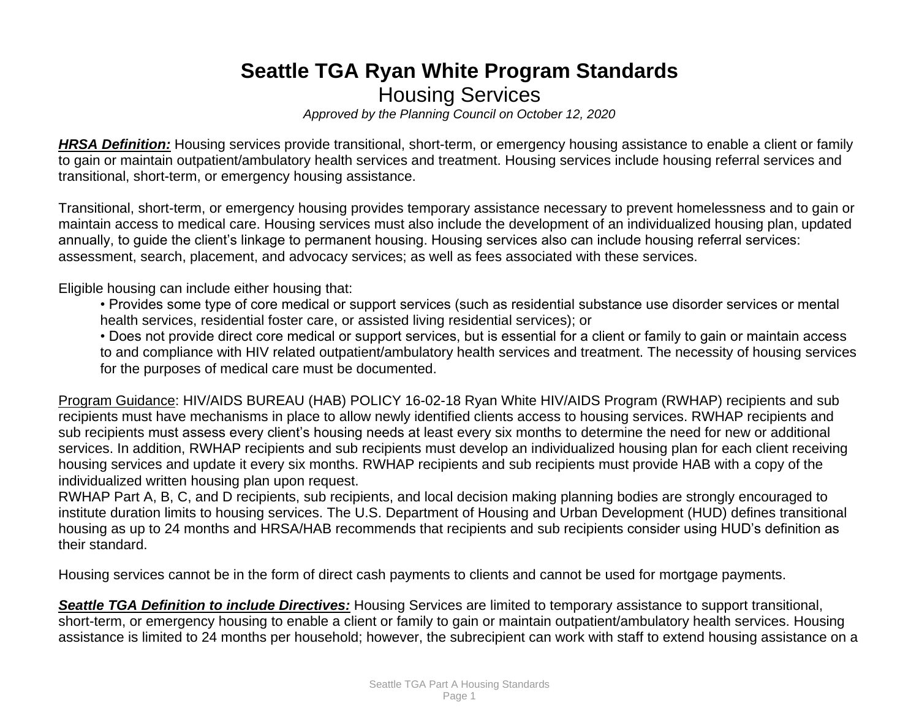# Seattle TGA Ryan White Program Standards

## Housing Services

*Approved by the Planning Council on October 12, 2020*

***HRSA Definition:*** Housing services provide transitional, short-term, or emergency housing assistance to enable a client or family to gain or maintain outpatient/ambulatory health services and treatment. Housing services include housing referral services and transitional, short-term, or emergency housing assistance.

Transitional, short-term, or emergency housing provides temporary assistance necessary to prevent homelessness and to gain or maintain access to medical care. Housing services must also include the development of an individualized housing plan, updated annually, to guide the client's linkage to permanent housing. Housing services also can include housing referral services: assessment, search, placement, and advocacy services; as well as fees associated with these services.

Eligible housing can include either housing that:

- Provides some type of core medical or support services (such as residential substance use disorder services or mental health services, residential foster care, or assisted living residential services); or
- Does not provide direct core medical or support services, but is essential for a client or family to gain or maintain access to and compliance with HIV related outpatient/ambulatory health services and treatment. The necessity of housing services for the purposes of medical care must be documented.

Program Guidance: HIV/AIDS BUREAU (HAB) POLICY 16-02-18 Ryan White HIV/AIDS Program (RWHAP) recipients and sub recipients must have mechanisms in place to allow newly identified clients access to housing services. RWHAP recipients and sub recipients must assess every client's housing needs at least every six months to determine the need for new or additional services. In addition, RWHAP recipients and sub recipients must develop an individualized housing plan for each client receiving housing services and update it every six months. RWHAP recipients and sub recipients must provide HAB with a copy of the individualized written housing plan upon request.
RWHAP Part A, B, C, and D recipients, sub recipients, and local decision making planning bodies are strongly encouraged to institute duration limits to housing services. The U.S. Department of Housing and Urban Development (HUD) defines transitional housing as up to 24 months and HRSA/HAB recommends that recipients and sub recipients consider using HUD's definition as their standard.

Housing services cannot be in the form of direct cash payments to clients and cannot be used for mortgage payments.

***Seattle TGA Definition to include Directives:*** Housing Services are limited to temporary assistance to support transitional, short-term, or emergency housing to enable a client or family to gain or maintain outpatient/ambulatory health services. Housing assistance is limited to 24 months per household; however, the subrecipient can work with staff to extend housing assistance on a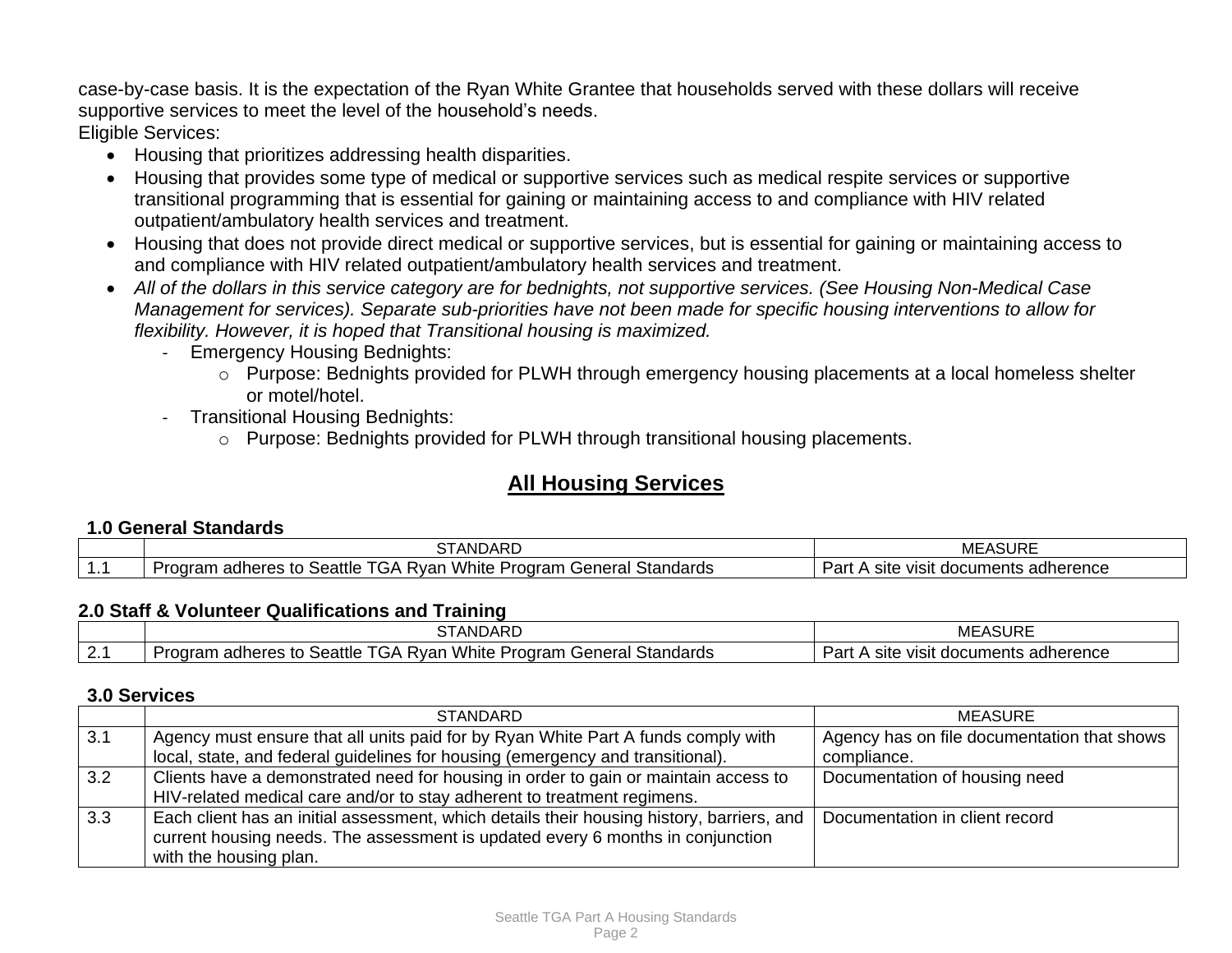case-by-case basis. It is the expectation of the Ryan White Grantee that households served with these dollars will receive supportive services to meet the level of the household's needs.

Eligible Services:

- Housing that prioritizes addressing health disparities.
- Housing that provides some type of medical or supportive services such as medical respite services or supportive transitional programming that is essential for gaining or maintaining access to and compliance with HIV related outpatient/ambulatory health services and treatment.
- Housing that does not provide direct medical or supportive services, but is essential for gaining or maintaining access to and compliance with HIV related outpatient/ambulatory health services and treatment.
- *All of the dollars in this service category are for bednights, not supportive services. (See Housing Non-Medical Case Management for services). Separate sub-priorities have not been made for specific housing interventions to allow for flexibility. However, it is hoped that Transitional housing is maximized.*
  - Emergency Housing Bednights:
    - Purpose: Bednights provided for PLWH through emergency housing placements at a local homeless shelter or motel/hotel.
  - Transitional Housing Bednights:
    - Purpose: Bednights provided for PLWH through transitional housing placements.

## All Housing Services

### 1.0 General Standards

| | STANDARD | MEASURE |
|---|---|---|
| 1.1 | Program adheres to Seattle TGA Ryan White Program General Standards | Part A site visit documents adherence |

### 2.0 Staff & Volunteer Qualifications and Training

| | STANDARD | MEASURE |
|---|---|---|
| 2.1 | Program adheres to Seattle TGA Ryan White Program General Standards | Part A site visit documents adherence |

### 3.0 Services

| | STANDARD | MEASURE |
|---|---|---|
| 3.1 | Agency must ensure that all units paid for by Ryan White Part A funds comply with local, state, and federal guidelines for housing (emergency and transitional). | Agency has on file documentation that shows compliance. |
| 3.2 | Clients have a demonstrated need for housing in order to gain or maintain access to HIV-related medical care and/or to stay adherent to treatment regimens. | Documentation of housing need |
| 3.3 | Each client has an initial assessment, which details their housing history, barriers, and current housing needs. The assessment is updated every 6 months in conjunction with the housing plan. | Documentation in client record |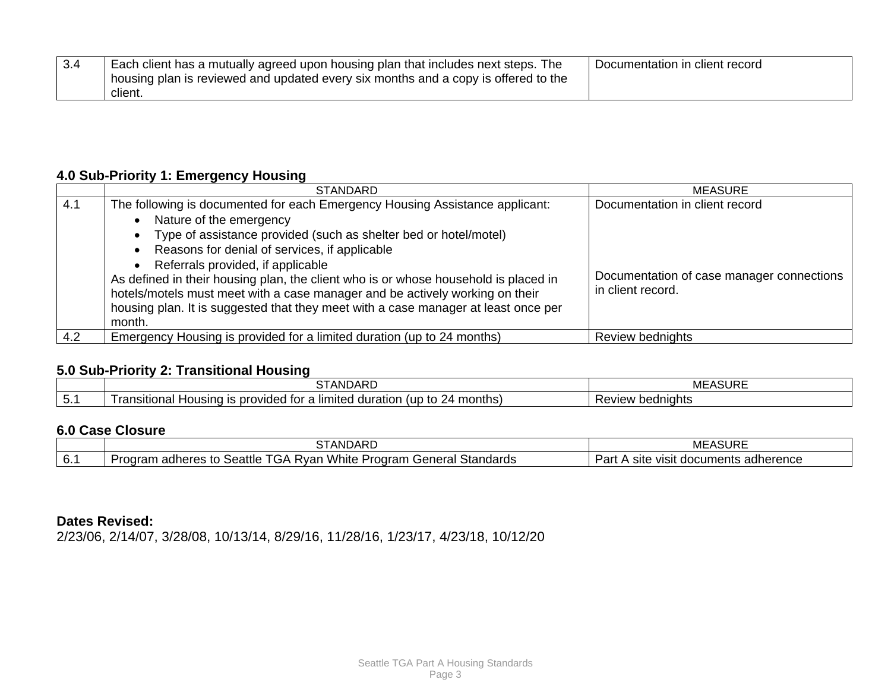| | | |
|---|---|---|
| 3.4 | Each client has a mutually agreed upon housing plan that includes next steps. The housing plan is reviewed and updated every six months and a copy is offered to the client. | Documentation in client record |

**4.0 Sub-Priority 1: Emergency Housing**

| | STANDARD | MEASURE |
|---|---|---|
| 4.1 | The following is documented for each Emergency Housing Assistance applicant:<br>• Nature of the emergency<br>• Type of assistance provided (such as shelter bed or hotel/motel)<br>• Reasons for denial of services, if applicable<br>• Referrals provided, if applicable<br>As defined in their housing plan, the client who is or whose household is placed in hotels/motels must meet with a case manager and be actively working on their housing plan. It is suggested that they meet with a case manager at least once per month. | Documentation in client record<br><br>Documentation of case manager connections in client record. |
| 4.2 | Emergency Housing is provided for a limited duration (up to 24 months) | Review bednights |

**5.0 Sub-Priority 2: Transitional Housing**

| | STANDARD | MEASURE |
|---|---|---|
| 5.1 | Transitional Housing is provided for a limited duration (up to 24 months) | Review bednights |

**6.0 Case Closure**

| | STANDARD | MEASURE |
|---|---|---|
| 6.1 | Program adheres to Seattle TGA Ryan White Program General Standards | Part A site visit documents adherence |

**Dates Revised:**
2/23/06, 2/14/07, 3/28/08, 10/13/14, 8/29/16, 11/28/16, 1/23/17, 4/23/18, 10/12/20